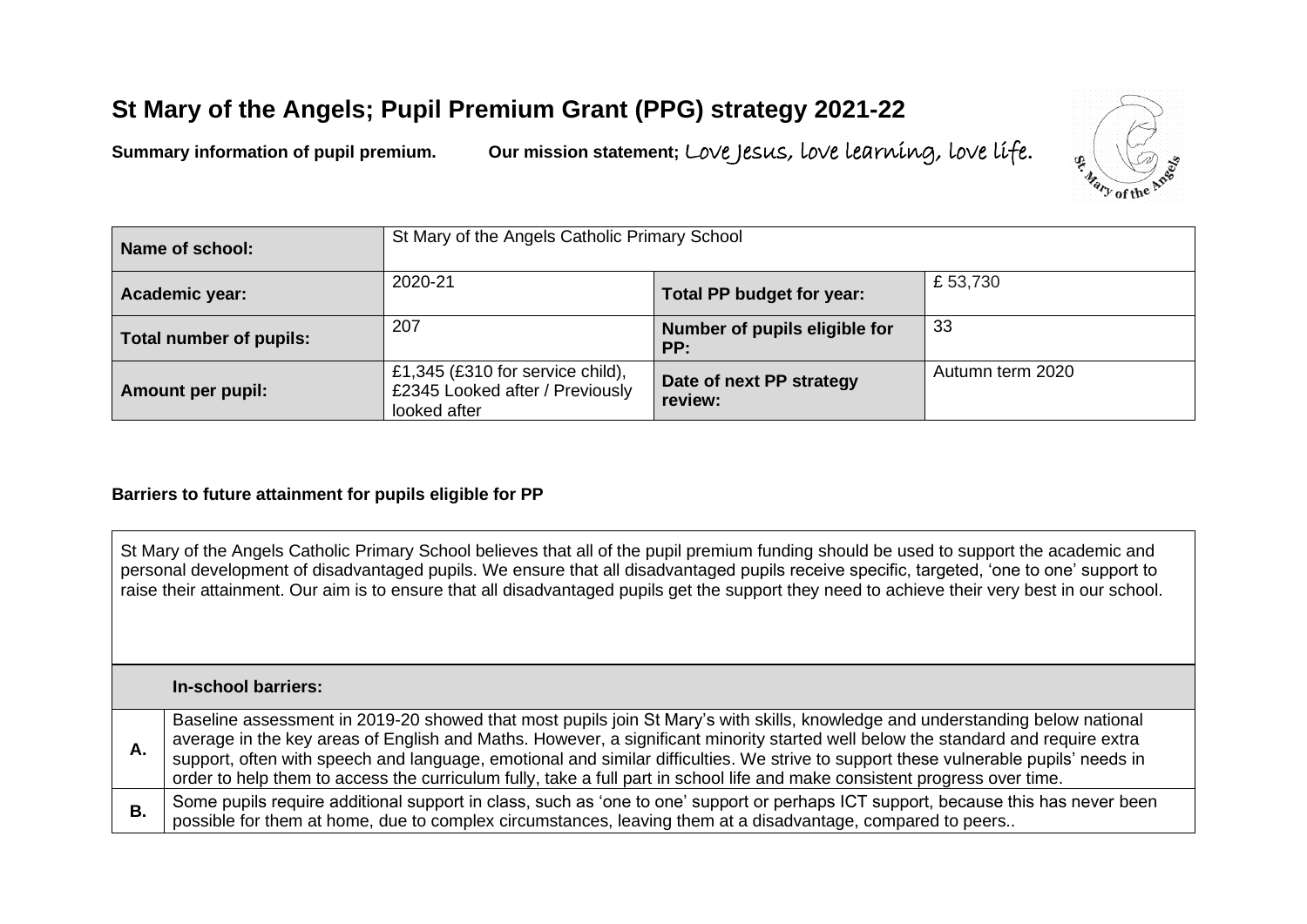# St Mary of the Angels; Pupil Premium Grant (PPG) strategy 2021-22

**Summary information of pupil premium.** **Our mission statement;** Love Jesus, love learning, love life.

| Name of school: | St Mary of the Angels Catholic Primary School | | |
|---|---|---|---|
| **Academic year:** | 2020-21 | **Total PP budget for year:** | £ 53,730 |
| **Total number of pupils:** | 207 | **Number of pupils eligible for PP:** | 33 |
| **Amount per pupil:** | £1,345 (£310 for service child), £2345 Looked after / Previously looked after | **Date of next PP strategy review:** | Autumn term 2020 |

**Barriers to future attainment for pupils eligible for PP**

St Mary of the Angels Catholic Primary School believes that all of the pupil premium funding should be used to support the academic and personal development of disadvantaged pupils. We ensure that all disadvantaged pupils receive specific, targeted, 'one to one' support to raise their attainment. Our aim is to ensure that all disadvantaged pupils get the support they need to achieve their very best in our school.

| | **In-school barriers:** |
|---|---|
| **A.** | Baseline assessment in 2019-20 showed that most pupils join St Mary's with skills, knowledge and understanding below national average in the key areas of English and Maths. However, a significant minority started well below the standard and require extra support, often with speech and language, emotional and similar difficulties. We strive to support these vulnerable pupils' needs in order to help them to access the curriculum fully, take a full part in school life and make consistent progress over time. |
| **B.** | Some pupils require additional support in class, such as 'one to one' support or perhaps ICT support, because this has never been possible for them at home, due to complex circumstances, leaving them at a disadvantage, compared to peers.. |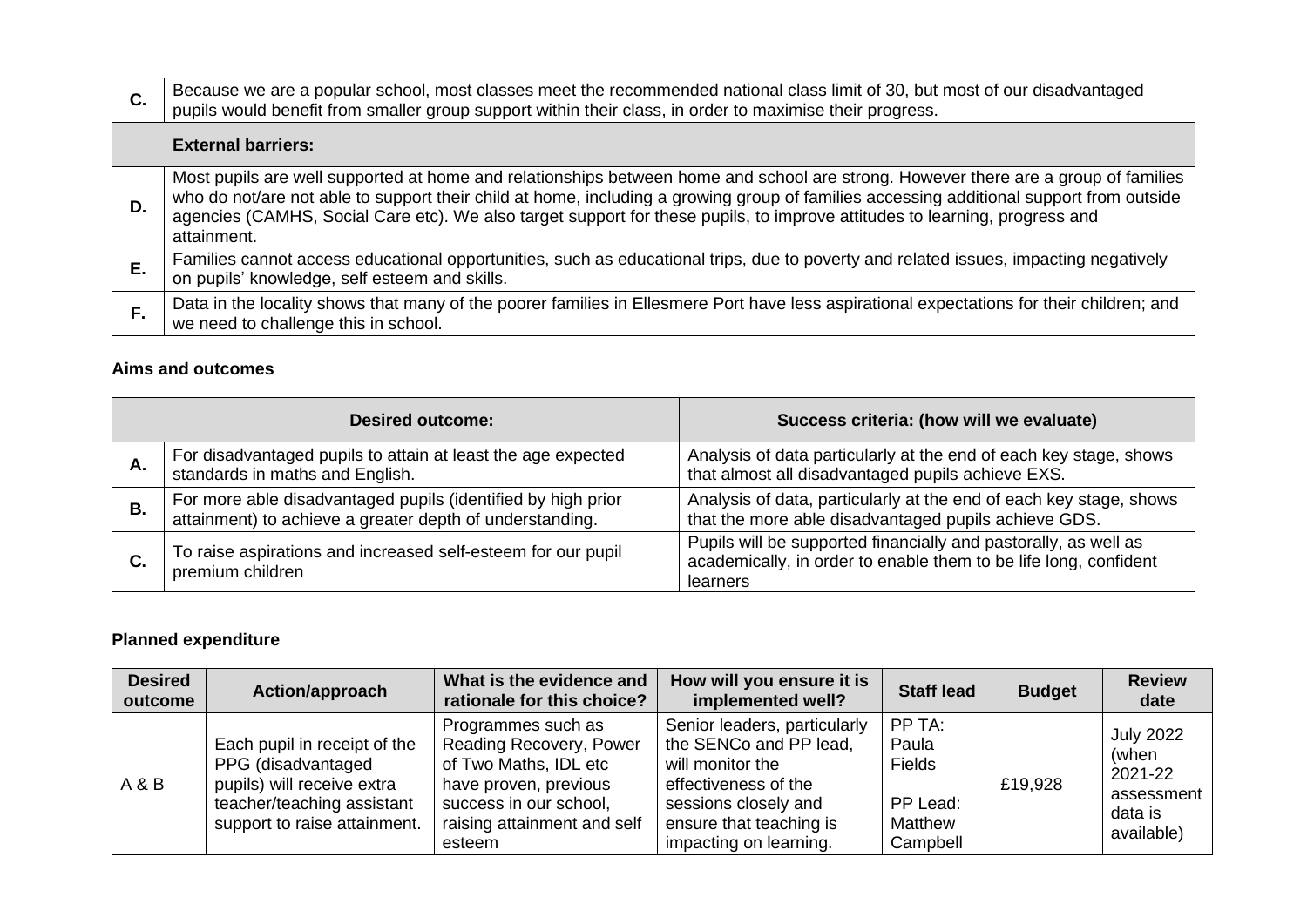| C. | Because we are a popular school, most classes meet the recommended national class limit of 30, but most of our disadvantaged pupils would benefit from smaller group support within their class, in order to maximise their progress. |
|---|---|
| | **External barriers:** |
| D. | Most pupils are well supported at home and relationships between home and school are strong. However there are a group of families who do not/are not able to support their child at home, including a growing group of families accessing additional support from outside agencies (CAMHS, Social Care etc). We also target support for these pupils, to improve attitudes to learning, progress and attainment. |
| E. | Families cannot access educational opportunities, such as educational trips, due to poverty and related issues, impacting negatively on pupils' knowledge, self esteem and skills. |
| F. | Data in the locality shows that many of the poorer families in Ellesmere Port have less aspirational expectations for their children; and we need to challenge this in school. |

**Aims and outcomes**

| | Desired outcome: | Success criteria: (how will we evaluate) |
|---|---|---|
| A. | For disadvantaged pupils to attain at least the age expected standards in maths and English. | Analysis of data particularly at the end of each key stage, shows that almost all disadvantaged pupils achieve EXS. |
| B. | For more able disadvantaged pupils (identified by high prior attainment) to achieve a greater depth of understanding. | Analysis of data, particularly at the end of each key stage, shows that the more able disadvantaged pupils achieve GDS. |
| C. | To raise aspirations and increased self-esteem for our pupil premium children | Pupils will be supported financially and pastorally, as well as academically, in order to enable them to be life long, confident learners |

**Planned expenditure**

| Desired outcome | Action/approach | What is the evidence and rationale for this choice? | How will you ensure it is implemented well? | Staff lead | Budget | Review date |
|---|---|---|---|---|---|---|
| A & B | Each pupil in receipt of the PPG (disadvantaged pupils) will receive extra teacher/teaching assistant support to raise attainment. | Programmes such as Reading Recovery, Power of Two Maths, IDL etc have proven, previous success in our school, raising attainment and self esteem | Senior leaders, particularly the SENCo and PP lead, will monitor the effectiveness of the sessions closely and ensure that teaching is impacting on learning. | PP TA: Paula Fields<br><br>PP Lead: Matthew Campbell | £19,928 | July 2022 (when 2021-22 assessment data is available) |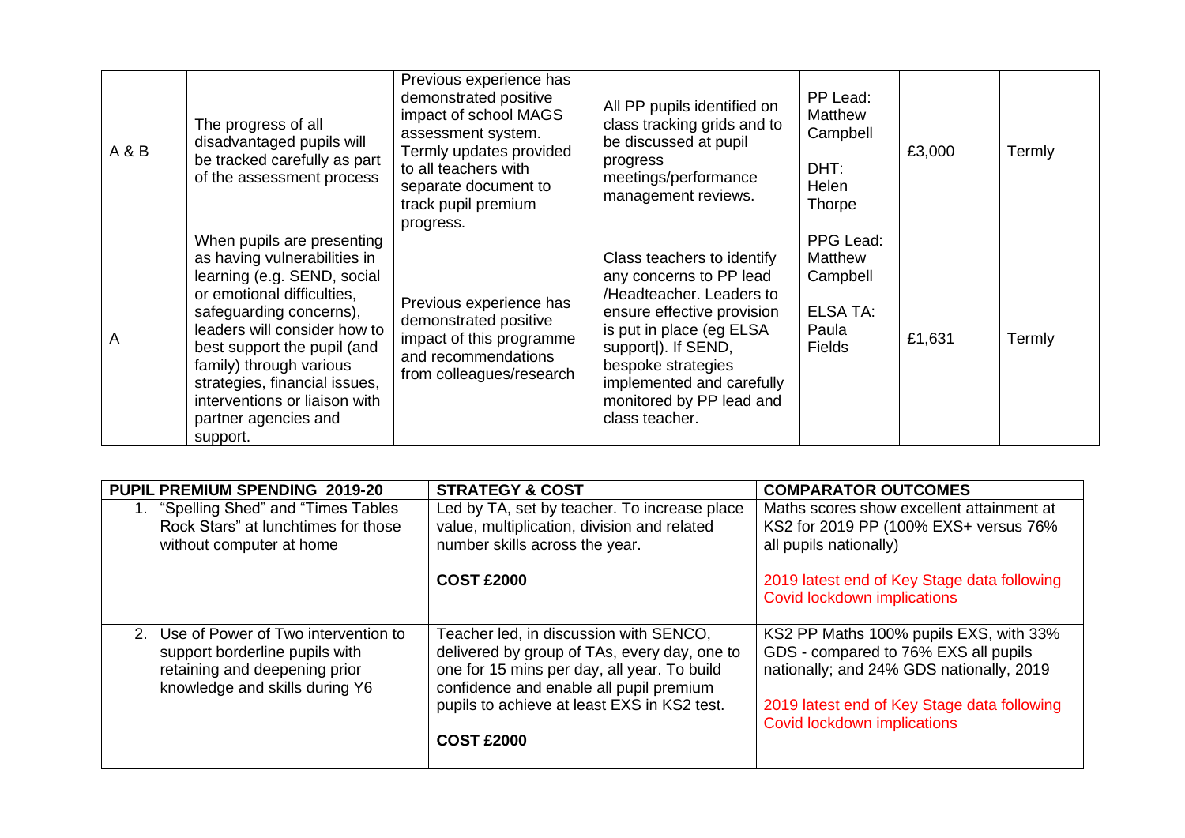| | | | | | | |
|---|---|---|---|---|---|---|
| A & B | The progress of all disadvantaged pupils will be tracked carefully as part of the assessment process | Previous experience has demonstrated positive impact of school MAGS assessment system. Termly updates provided to all teachers with separate document to track pupil premium progress. | All PP pupils identified on class tracking grids and to be discussed at pupil progress meetings/performance management reviews. | PP Lead: Matthew Campbell<br><br>DHT: Helen Thorpe | £3,000 | Termly |
| A | When pupils are presenting as having vulnerabilities in learning (e.g. SEND, social or emotional difficulties, safeguarding concerns), leaders will consider how to best support the pupil (and family) through various strategies, financial issues, interventions or liaison with partner agencies and support. | Previous experience has demonstrated positive impact of this programme and recommendations from colleagues/research | Class teachers to identify any concerns to PP lead /Headteacher. Leaders to ensure effective provision is put in place (eg ELSA support\|). If SEND, bespoke strategies implemented and carefully monitored by PP lead and class teacher. | PPG Lead: Matthew Campbell<br><br>ELSA TA: Paula Fields | £1,631 | Termly |

| PUPIL PREMIUM SPENDING 2019-20 | STRATEGY & COST | COMPARATOR OUTCOMES |
|---|---|---|
| 1. "Spelling Shed" and "Times Tables Rock Stars" at lunchtimes for those without computer at home | Led by TA, set by teacher. To increase place value, multiplication, division and related number skills across the year.<br><br>**COST £2000** | Maths scores show excellent attainment at KS2 for 2019 PP (100% EXS+ versus 76% all pupils nationally)<br><br>2019 latest end of Key Stage data following Covid lockdown implications |
| 2. Use of Power of Two intervention to support borderline pupils with retaining and deepening prior knowledge and skills during Y6 | Teacher led, in discussion with SENCO, delivered by group of TAs, every day, one to one for 15 mins per day, all year. To build confidence and enable all pupil premium pupils to achieve at least EXS in KS2 test.<br><br>**COST £2000** | KS2 PP Maths 100% pupils EXS, with 33% GDS - compared to 76% EXS all pupils nationally; and 24% GDS nationally, 2019<br><br>2019 latest end of Key Stage data following Covid lockdown implications |
| | | |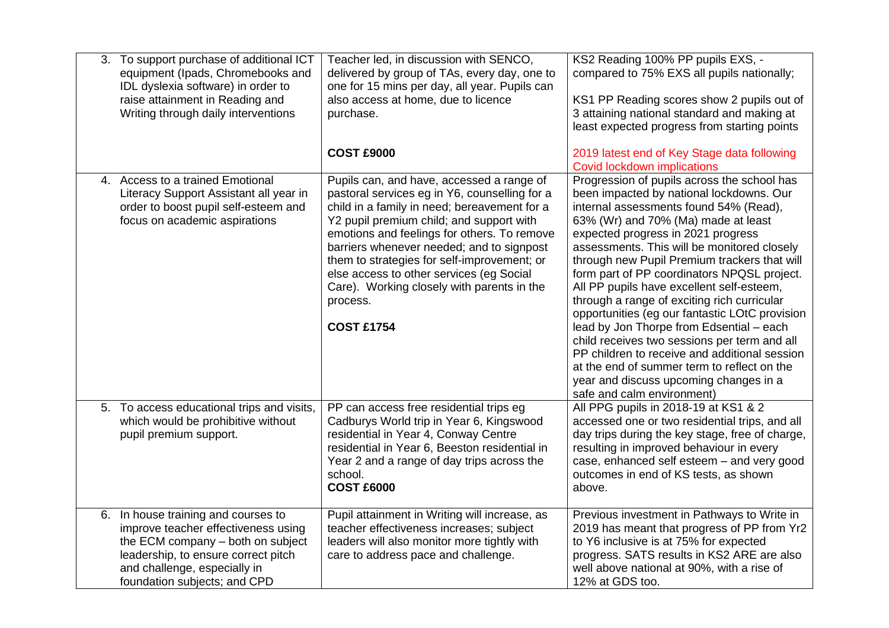| | | |
|---|---|---|
| 3. To support purchase of additional ICT equipment (Ipads, Chromebooks and IDL dyslexia software) in order to raise attainment in Reading and Writing through daily interventions | Teacher led, in discussion with SENCO, delivered by group of TAs, every day, one to one for 15 mins per day, all year. Pupils can also access at home, due to licence purchase.<br><br>**COST £9000** | KS2 Reading 100% PP pupils EXS, - compared to 75% EXS all pupils nationally;<br><br>KS1 PP Reading scores show 2 pupils out of 3 attaining national standard and making at least expected progress from starting points<br><br>2019 latest end of Key Stage data following Covid lockdown implications |
| 4. Access to a trained Emotional Literacy Support Assistant all year in order to boost pupil self-esteem and focus on academic aspirations | Pupils can, and have, accessed a range of pastoral services eg in Y6, counselling for a child in a family in need; bereavement for a Y2 pupil premium child; and support with emotions and feelings for others. To remove barriers whenever needed; and to signpost them to strategies for self-improvement; or else access to other services (eg Social Care). Working closely with parents in the process.<br><br>**COST £1754** | Progression of pupils across the school has been impacted by national lockdowns. Our internal assessments found 54% (Read), 63% (Wr) and 70% (Ma) made at least expected progress in 2021 progress assessments. This will be monitored closely through new Pupil Premium trackers that will form part of PP coordinators NPQSL project. All PP pupils have excellent self-esteem, through a range of exciting rich curricular opportunities (eg our fantastic LOtC provision lead by Jon Thorpe from Edsential – each child receives two sessions per term and all PP children to receive and additional session at the end of summer term to reflect on the year and discuss upcoming changes in a safe and calm environment) |
| 5. To access educational trips and visits, which would be prohibitive without pupil premium support. | PP can access free residential trips eg Cadburys World trip in Year 6, Kingswood residential in Year 4, Conway Centre residential in Year 6, Beeston residential in Year 2 and a range of day trips across the school.<br>**COST £6000** | All PPG pupils in 2018-19 at KS1 & 2 accessed one or two residential trips, and all day trips during the key stage, free of charge, resulting in improved behaviour in every case, enhanced self esteem – and very good outcomes in end of KS tests, as shown above. |
| 6. In house training and courses to improve teacher effectiveness using the ECM company – both on subject leadership, to ensure correct pitch and challenge, especially in foundation subjects; and CPD | Pupil attainment in Writing will increase, as teacher effectiveness increases; subject leaders will also monitor more tightly with care to address pace and challenge. | Previous investment in Pathways to Write in 2019 has meant that progress of PP from Yr2 to Y6 inclusive is at 75% for expected progress. SATS results in KS2 ARE are also well above national at 90%, with a rise of 12% at GDS too. |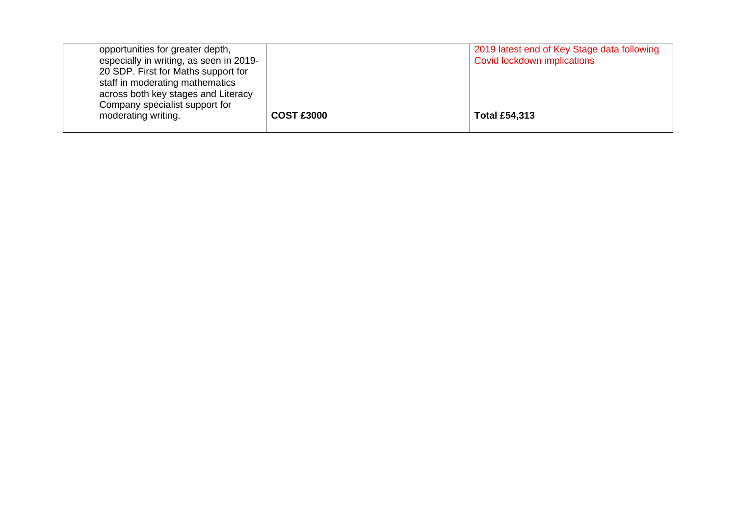| | | |
|---|---|---|
| opportunities for greater depth, especially in writing, as seen in 2019-20 SDP. First for Maths support for staff in moderating mathematics across both key stages and Literacy Company specialist support for moderating writing. | **COST £3000** | 2019 latest end of Key Stage data following Covid lockdown implications<br><br>**Total £54,313** |